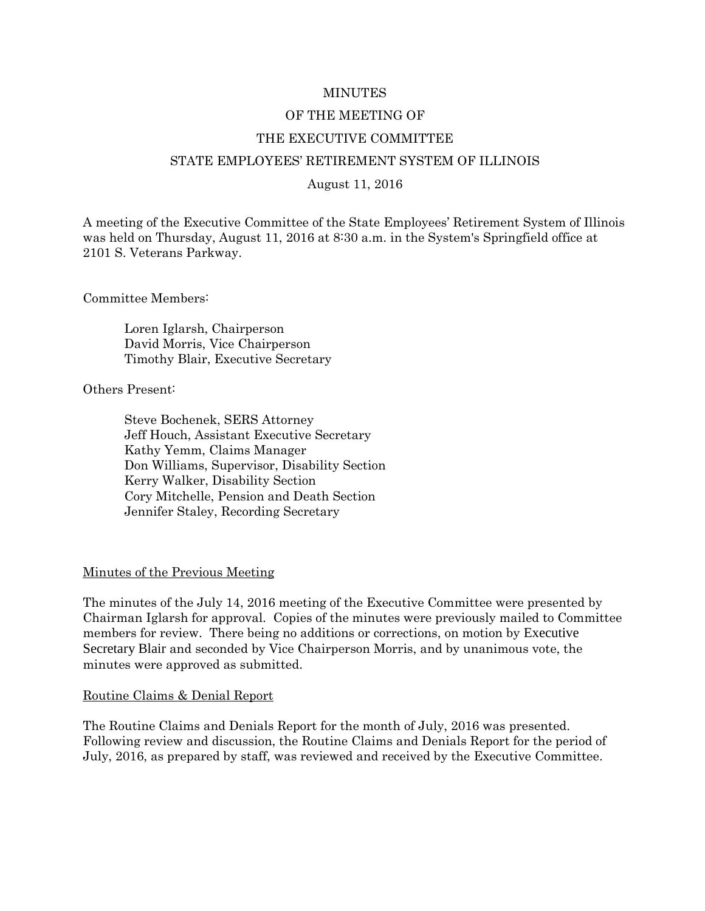MINUTES

OF THE MEETING OF

THE EXECUTIVE COMMITTEE

STATE EMPLOYEES' RETIREMENT SYSTEM OF ILLINOIS

August 11, 2016

A meeting of the Executive Committee of the State Employees' Retirement System of Illinois was held on Thursday, August 11, 2016 at 8:30 a.m. in the System's Springfield office at 2101 S. Veterans Parkway.

Committee Members:

Loren Iglarsh, Chairperson
David Morris, Vice Chairperson
Timothy Blair, Executive Secretary

Others Present:

Steve Bochenek, SERS Attorney
Jeff Houch, Assistant Executive Secretary
Kathy Yemm, Claims Manager
Don Williams, Supervisor, Disability Section
Kerry Walker, Disability Section
Cory Mitchelle, Pension and Death Section
Jennifer Staley, Recording Secretary

<u>Minutes of the Previous Meeting</u>

The minutes of the July 14, 2016 meeting of the Executive Committee were presented by Chairman Iglarsh for approval. Copies of the minutes were previously mailed to Committee members for review. There being no additions or corrections, on motion by Executive Secretary Blair and seconded by Vice Chairperson Morris, and by unanimous vote, the minutes were approved as submitted.

<u>Routine Claims & Denial Report</u>

The Routine Claims and Denials Report for the month of July, 2016 was presented. Following review and discussion, the Routine Claims and Denials Report for the period of July, 2016, as prepared by staff, was reviewed and received by the Executive Committee.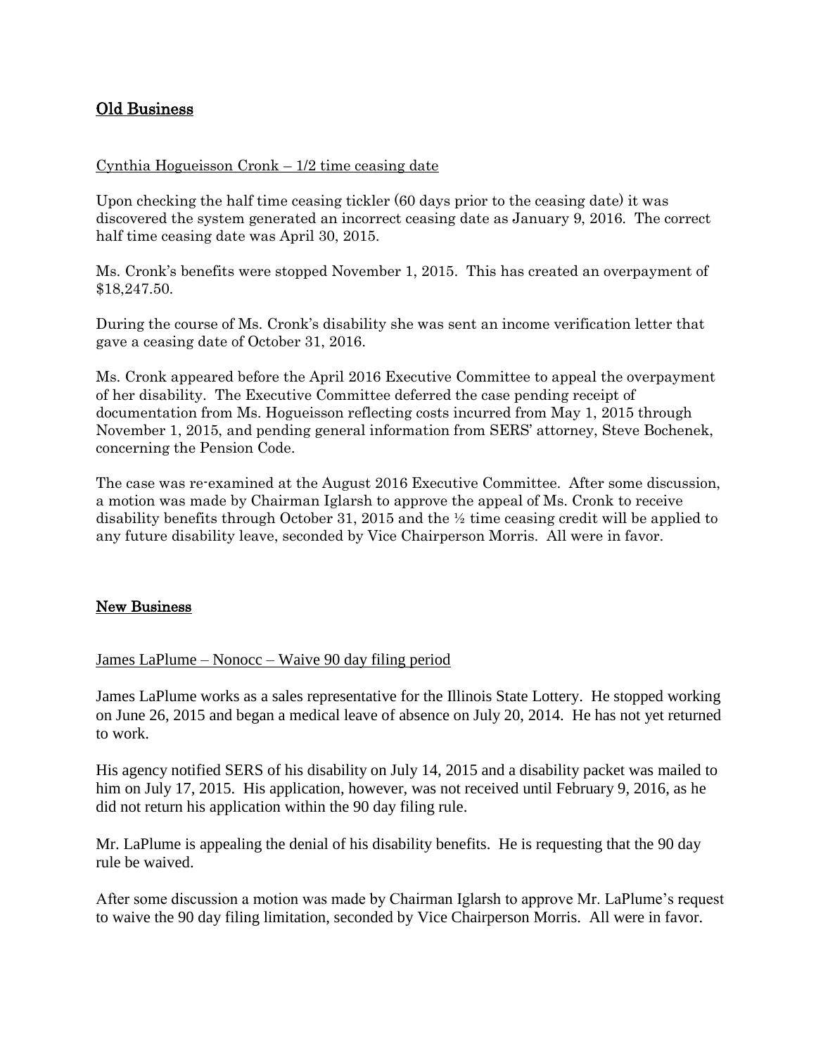## Old Business

Cynthia Hogueisson Cronk – 1/2 time ceasing date

Upon checking the half time ceasing tickler (60 days prior to the ceasing date) it was discovered the system generated an incorrect ceasing date as January 9, 2016. The correct half time ceasing date was April 30, 2015.

Ms. Cronk's benefits were stopped November 1, 2015. This has created an overpayment of $18,247.50.

During the course of Ms. Cronk's disability she was sent an income verification letter that gave a ceasing date of October 31, 2016.

Ms. Cronk appeared before the April 2016 Executive Committee to appeal the overpayment of her disability. The Executive Committee deferred the case pending receipt of documentation from Ms. Hogueisson reflecting costs incurred from May 1, 2015 through November 1, 2015, and pending general information from SERS' attorney, Steve Bochenek, concerning the Pension Code.

The case was re-examined at the August 2016 Executive Committee. After some discussion, a motion was made by Chairman Iglarsh to approve the appeal of Ms. Cronk to receive disability benefits through October 31, 2015 and the ½ time ceasing credit will be applied to any future disability leave, seconded by Vice Chairperson Morris. All were in favor.

## New Business

James LaPlume – Nonocc – Waive 90 day filing period

James LaPlume works as a sales representative for the Illinois State Lottery. He stopped working on June 26, 2015 and began a medical leave of absence on July 20, 2014. He has not yet returned to work.

His agency notified SERS of his disability on July 14, 2015 and a disability packet was mailed to him on July 17, 2015. His application, however, was not received until February 9, 2016, as he did not return his application within the 90 day filing rule.

Mr. LaPlume is appealing the denial of his disability benefits. He is requesting that the 90 day rule be waived.

After some discussion a motion was made by Chairman Iglarsh to approve Mr. LaPlume's request to waive the 90 day filing limitation, seconded by Vice Chairperson Morris. All were in favor.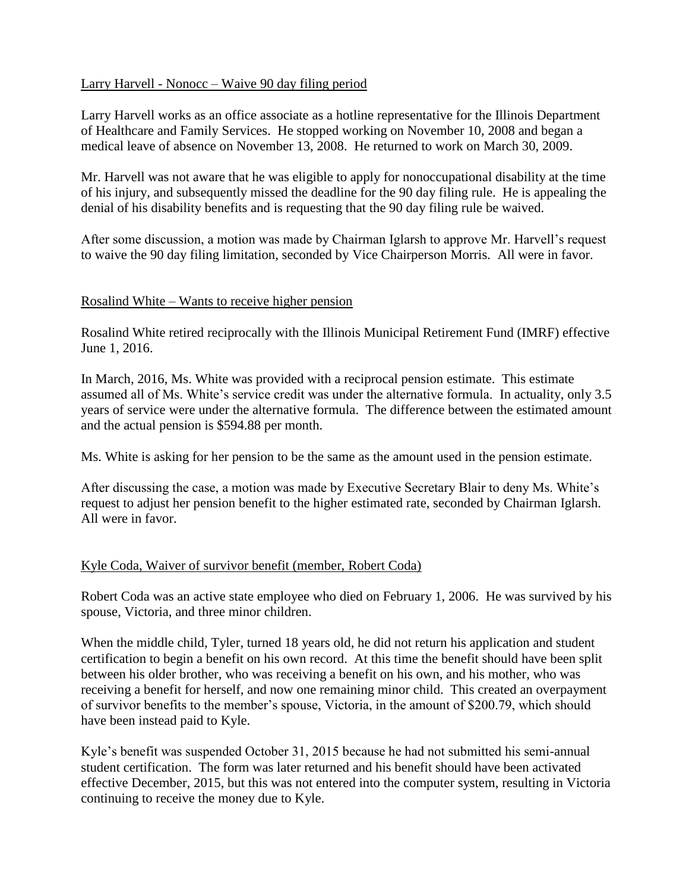Larry Harvell - Nonocc – Waive 90 day filing period

Larry Harvell works as an office associate as a hotline representative for the Illinois Department of Healthcare and Family Services. He stopped working on November 10, 2008 and began a medical leave of absence on November 13, 2008. He returned to work on March 30, 2009.

Mr. Harvell was not aware that he was eligible to apply for nonoccupational disability at the time of his injury, and subsequently missed the deadline for the 90 day filing rule. He is appealing the denial of his disability benefits and is requesting that the 90 day filing rule be waived.

After some discussion, a motion was made by Chairman Iglarsh to approve Mr. Harvell's request to waive the 90 day filing limitation, seconded by Vice Chairperson Morris. All were in favor.

Rosalind White – Wants to receive higher pension

Rosalind White retired reciprocally with the Illinois Municipal Retirement Fund (IMRF) effective June 1, 2016.

In March, 2016, Ms. White was provided with a reciprocal pension estimate. This estimate assumed all of Ms. White's service credit was under the alternative formula. In actuality, only 3.5 years of service were under the alternative formula. The difference between the estimated amount and the actual pension is $594.88 per month.

Ms. White is asking for her pension to be the same as the amount used in the pension estimate.

After discussing the case, a motion was made by Executive Secretary Blair to deny Ms. White's request to adjust her pension benefit to the higher estimated rate, seconded by Chairman Iglarsh. All were in favor.

Kyle Coda, Waiver of survivor benefit (member, Robert Coda)

Robert Coda was an active state employee who died on February 1, 2006. He was survived by his spouse, Victoria, and three minor children.

When the middle child, Tyler, turned 18 years old, he did not return his application and student certification to begin a benefit on his own record. At this time the benefit should have been split between his older brother, who was receiving a benefit on his own, and his mother, who was receiving a benefit for herself, and now one remaining minor child. This created an overpayment of survivor benefits to the member's spouse, Victoria, in the amount of $200.79, which should have been instead paid to Kyle.

Kyle's benefit was suspended October 31, 2015 because he had not submitted his semi-annual student certification. The form was later returned and his benefit should have been activated effective December, 2015, but this was not entered into the computer system, resulting in Victoria continuing to receive the money due to Kyle.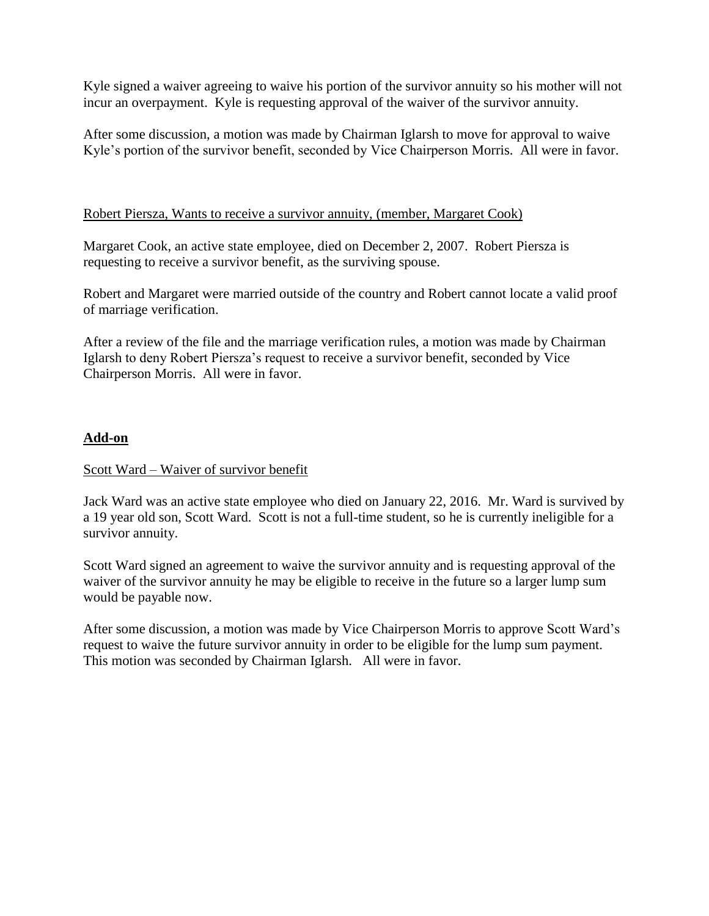Kyle signed a waiver agreeing to waive his portion of the survivor annuity so his mother will not incur an overpayment. Kyle is requesting approval of the waiver of the survivor annuity.

After some discussion, a motion was made by Chairman Iglarsh to move for approval to waive Kyle's portion of the survivor benefit, seconded by Vice Chairperson Morris. All were in favor.

<u>Robert Piersza, Wants to receive a survivor annuity, (member, Margaret Cook)</u>

Margaret Cook, an active state employee, died on December 2, 2007. Robert Piersza is requesting to receive a survivor benefit, as the surviving spouse.

Robert and Margaret were married outside of the country and Robert cannot locate a valid proof of marriage verification.

After a review of the file and the marriage verification rules, a motion was made by Chairman Iglarsh to deny Robert Piersza's request to receive a survivor benefit, seconded by Vice Chairperson Morris. All were in favor.

## Add-on

<u>Scott Ward – Waiver of survivor benefit</u>

Jack Ward was an active state employee who died on January 22, 2016. Mr. Ward is survived by a 19 year old son, Scott Ward. Scott is not a full-time student, so he is currently ineligible for a survivor annuity.

Scott Ward signed an agreement to waive the survivor annuity and is requesting approval of the waiver of the survivor annuity he may be eligible to receive in the future so a larger lump sum would be payable now.

After some discussion, a motion was made by Vice Chairperson Morris to approve Scott Ward's request to waive the future survivor annuity in order to be eligible for the lump sum payment. This motion was seconded by Chairman Iglarsh. All were in favor.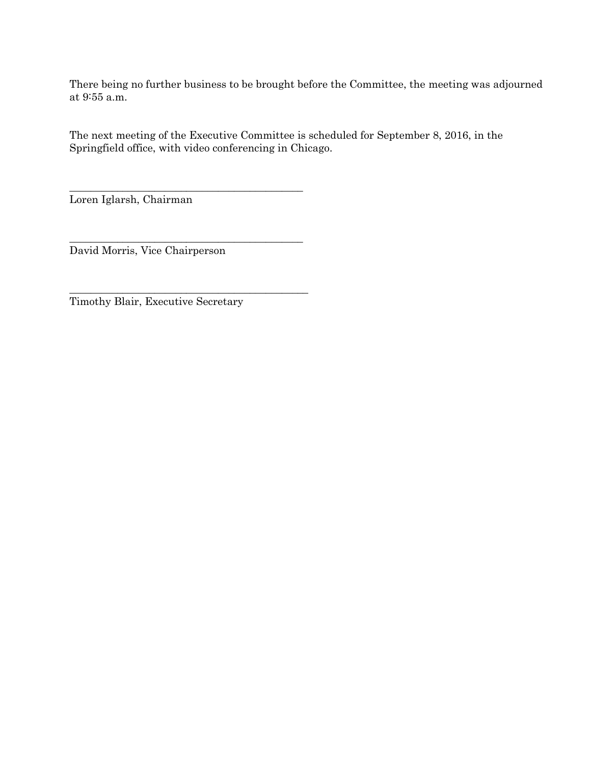There being no further business to be brought before the Committee, the meeting was adjourned at 9:55 a.m.

The next meeting of the Executive Committee is scheduled for September 8, 2016, in the Springfield office, with video conferencing in Chicago.

\_\_\_\_\_\_\_\_\_\_\_\_\_\_\_\_\_\_\_\_\_\_\_\_\_\_\_\_\_\_\_\_\_\_\_\_\_\_\_\_\_\_\_\_
Loren Iglarsh, Chairman

\_\_\_\_\_\_\_\_\_\_\_\_\_\_\_\_\_\_\_\_\_\_\_\_\_\_\_\_\_\_\_\_\_\_\_\_\_\_\_\_\_\_\_\_
David Morris, Vice Chairperson

\_\_\_\_\_\_\_\_\_\_\_\_\_\_\_\_\_\_\_\_\_\_\_\_\_\_\_\_\_\_\_\_\_\_\_\_\_\_\_\_\_\_\_\_
Timothy Blair, Executive Secretary